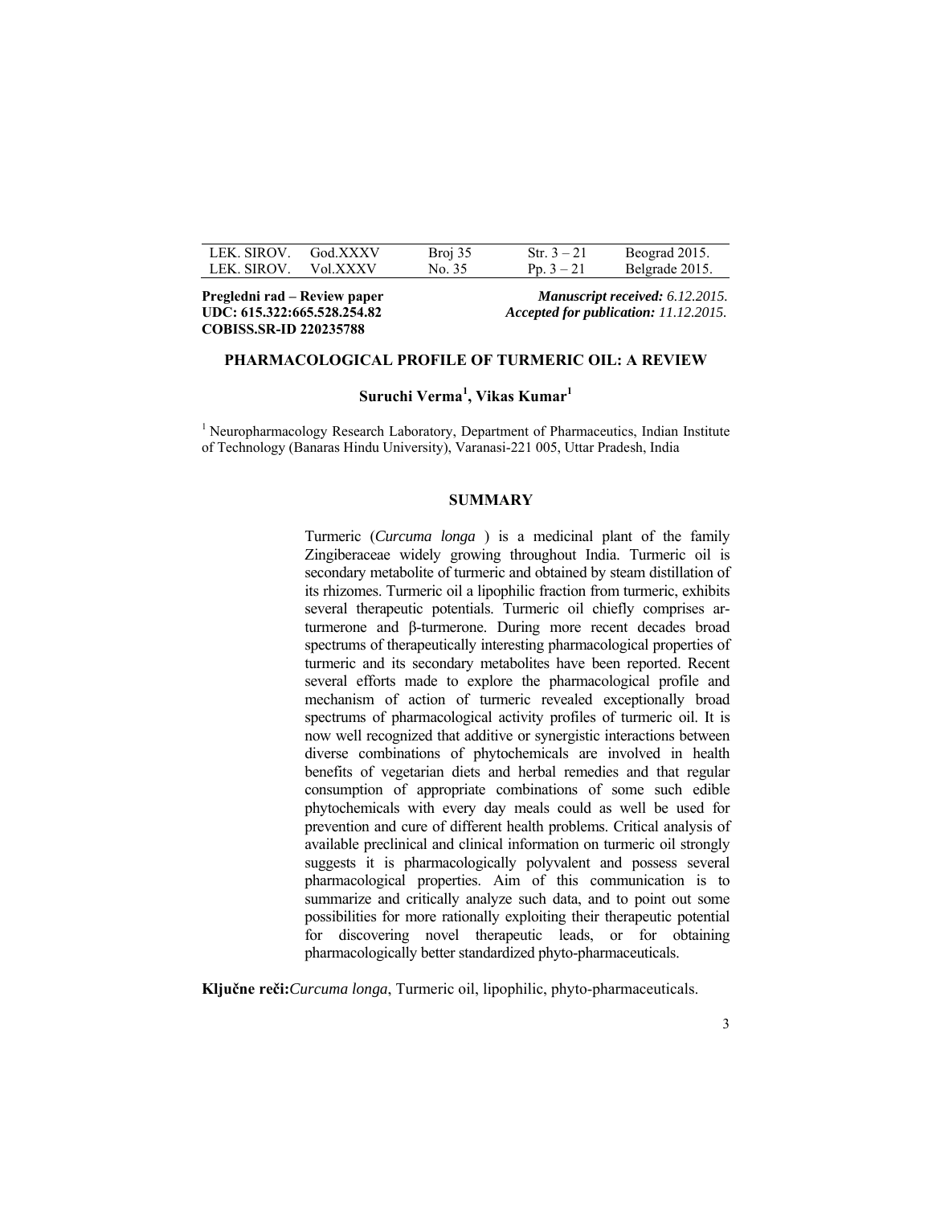Pregledni rad – Review paper
UDC: 615.322:665.528.254.82
COBISS.SR-ID 220235788

*Manuscript received: 6.12.2015.*
*Accepted for publication: 11.12.2015.*

# PHARMACOLOGICAL PROFILE OF TURMERIC OIL: A REVIEW

**Suruchi Verma[1], Vikas Kumar[1]**

[1] Neuropharmacology Research Laboratory, Department of Pharmaceutics, Indian Institute of Technology (Banaras Hindu University), Varanasi-221 005, Uttar Pradesh, India

## SUMMARY

Turmeric (*Curcuma longa* ) is a medicinal plant of the family Zingiberaceae widely growing throughout India. Turmeric oil is secondary metabolite of turmeric and obtained by steam distillation of its rhizomes. Turmeric oil a lipophilic fraction from turmeric, exhibits several therapeutic potentials. Turmeric oil chiefly comprises ar-turmerone and β-turmerone. During more recent decades broad spectrums of therapeutically interesting pharmacological properties of turmeric and its secondary metabolites have been reported. Recent several efforts made to explore the pharmacological profile and mechanism of action of turmeric revealed exceptionally broad spectrums of pharmacological activity profiles of turmeric oil. It is now well recognized that additive or synergistic interactions between diverse combinations of phytochemicals are involved in health benefits of vegetarian diets and herbal remedies and that regular consumption of appropriate combinations of some such edible phytochemicals with every day meals could as well be used for prevention and cure of different health problems. Critical analysis of available preclinical and clinical information on turmeric oil strongly suggests it is pharmacologically polyvalent and possess several pharmacological properties. Aim of this communication is to summarize and critically analyze such data, and to point out some possibilities for more rationally exploiting their therapeutic potential for discovering novel therapeutic leads, or for obtaining pharmacologically better standardized phyto-pharmaceuticals.

**Ključne reči:** *Curcuma longa*, Turmeric oil, lipophilic, phyto-pharmaceuticals.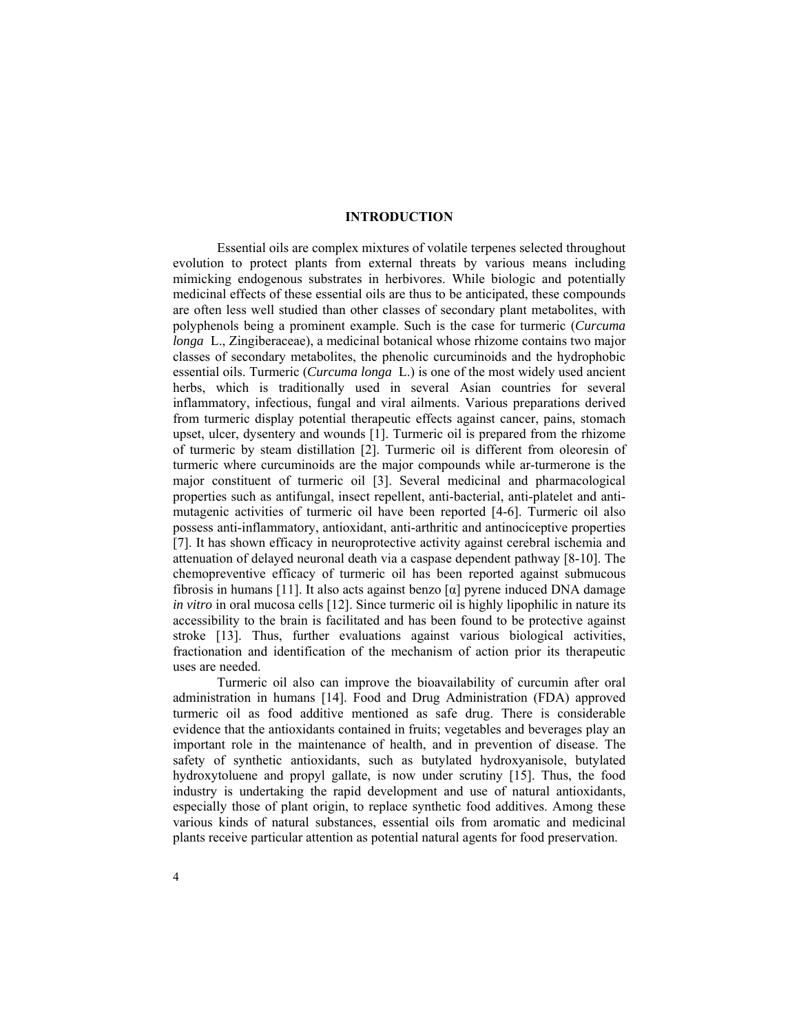# INTRODUCTION

Essential oils are complex mixtures of volatile terpenes selected throughout evolution to protect plants from external threats by various means including mimicking endogenous substrates in herbivores. While biologic and potentially medicinal effects of these essential oils are thus to be anticipated, these compounds are often less well studied than other classes of secondary plant metabolites, with polyphenols being a prominent example. Such is the case for turmeric (*Curcuma longa* L., Zingiberaceae), a medicinal botanical whose rhizome contains two major classes of secondary metabolites, the phenolic curcuminoids and the hydrophobic essential oils. Turmeric (*Curcuma longa* L.) is one of the most widely used ancient herbs, which is traditionally used in several Asian countries for several inflammatory, infectious, fungal and viral ailments. Various preparations derived from turmeric display potential therapeutic effects against cancer, pains, stomach upset, ulcer, dysentery and wounds [1]. Turmeric oil is prepared from the rhizome of turmeric by steam distillation [2]. Turmeric oil is different from oleoresin of turmeric where curcuminoids are the major compounds while ar-turmerone is the major constituent of turmeric oil [3]. Several medicinal and pharmacological properties such as antifungal, insect repellent, anti-bacterial, anti-platelet and anti-mutagenic activities of turmeric oil have been reported [4-6]. Turmeric oil also possess anti-inflammatory, antioxidant, anti-arthritic and antinociceptive properties [7]. It has shown efficacy in neuroprotective activity against cerebral ischemia and attenuation of delayed neuronal death via a caspase dependent pathway [8-10]. The chemopreventive efficacy of turmeric oil has been reported against submucous fibrosis in humans [11]. It also acts against benzo [α] pyrene induced DNA damage *in vitro* in oral mucosa cells [12]. Since turmeric oil is highly lipophilic in nature its accessibility to the brain is facilitated and has been found to be protective against stroke [13]. Thus, further evaluations against various biological activities, fractionation and identification of the mechanism of action prior its therapeutic uses are needed.

Turmeric oil also can improve the bioavailability of curcumin after oral administration in humans [14]. Food and Drug Administration (FDA) approved turmeric oil as food additive mentioned as safe drug. There is considerable evidence that the antioxidants contained in fruits; vegetables and beverages play an important role in the maintenance of health, and in prevention of disease. The safety of synthetic antioxidants, such as butylated hydroxyanisole, butylated hydroxytoluene and propyl gallate, is now under scrutiny [15]. Thus, the food industry is undertaking the rapid development and use of natural antioxidants, especially those of plant origin, to replace synthetic food additives. Among these various kinds of natural substances, essential oils from aromatic and medicinal plants receive particular attention as potential natural agents for food preservation.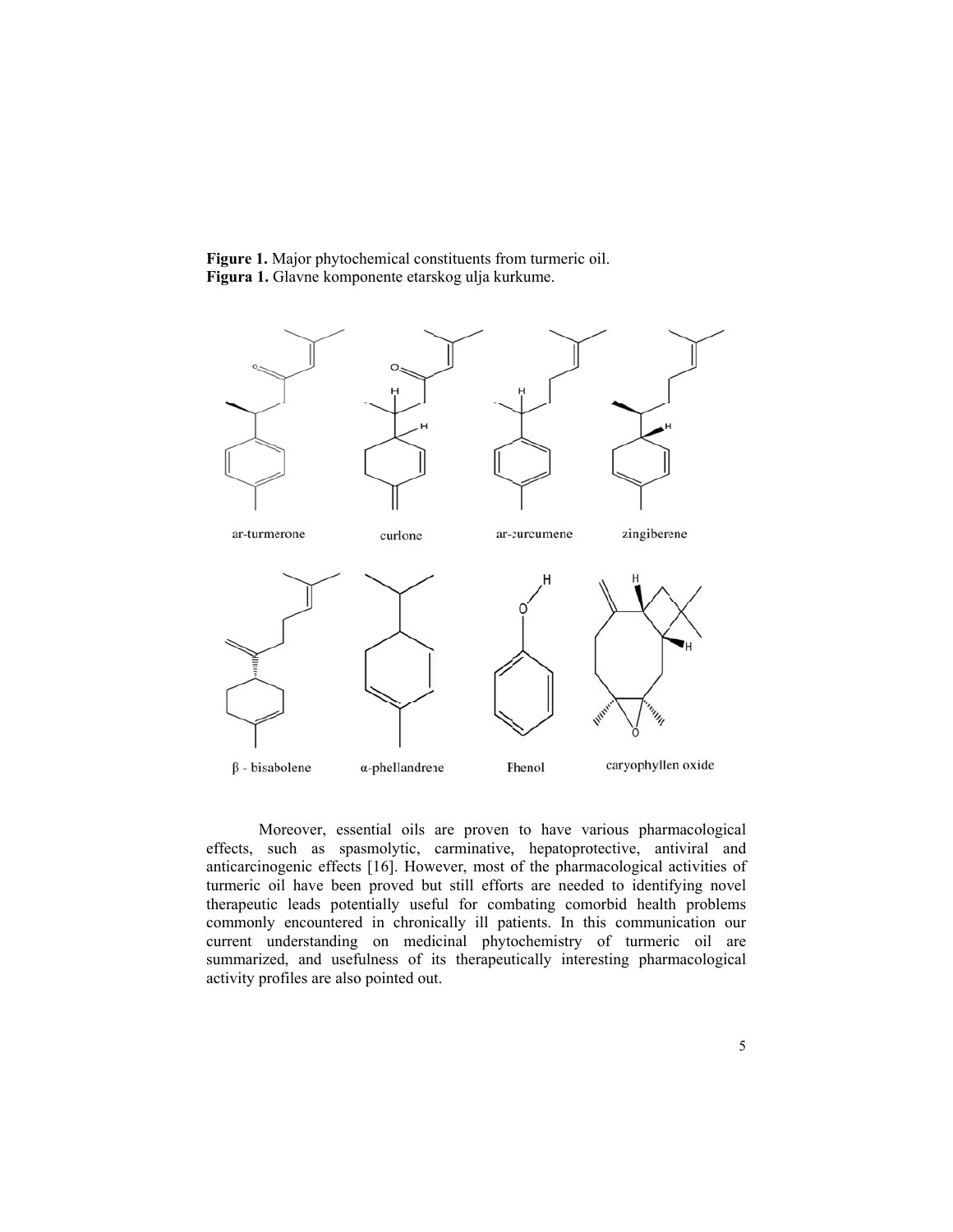**Figure 1.** Major phytochemical constituents from turmeric oil.
**Figura 1.** Glavne komponente etarskog ulja kurkume.

ar-turmerone curlone ar-curcumene zingiberene

β - bisabolene α-phellandrene Phenol caryophyllen oxide

Moreover, essential oils are proven to have various pharmacological effects, such as spasmolytic, carminative, hepatoprotective, antiviral and anticarcinogenic effects [16]. However, most of the pharmacological activities of turmeric oil have been proved but still efforts are needed to identifying novel therapeutic leads potentially useful for combating comorbid health problems commonly encountered in chronically ill patients. In this communication our current understanding on medicinal phytochemistry of turmeric oil are summarized, and usefulness of its therapeutically interesting pharmacological activity profiles are also pointed out.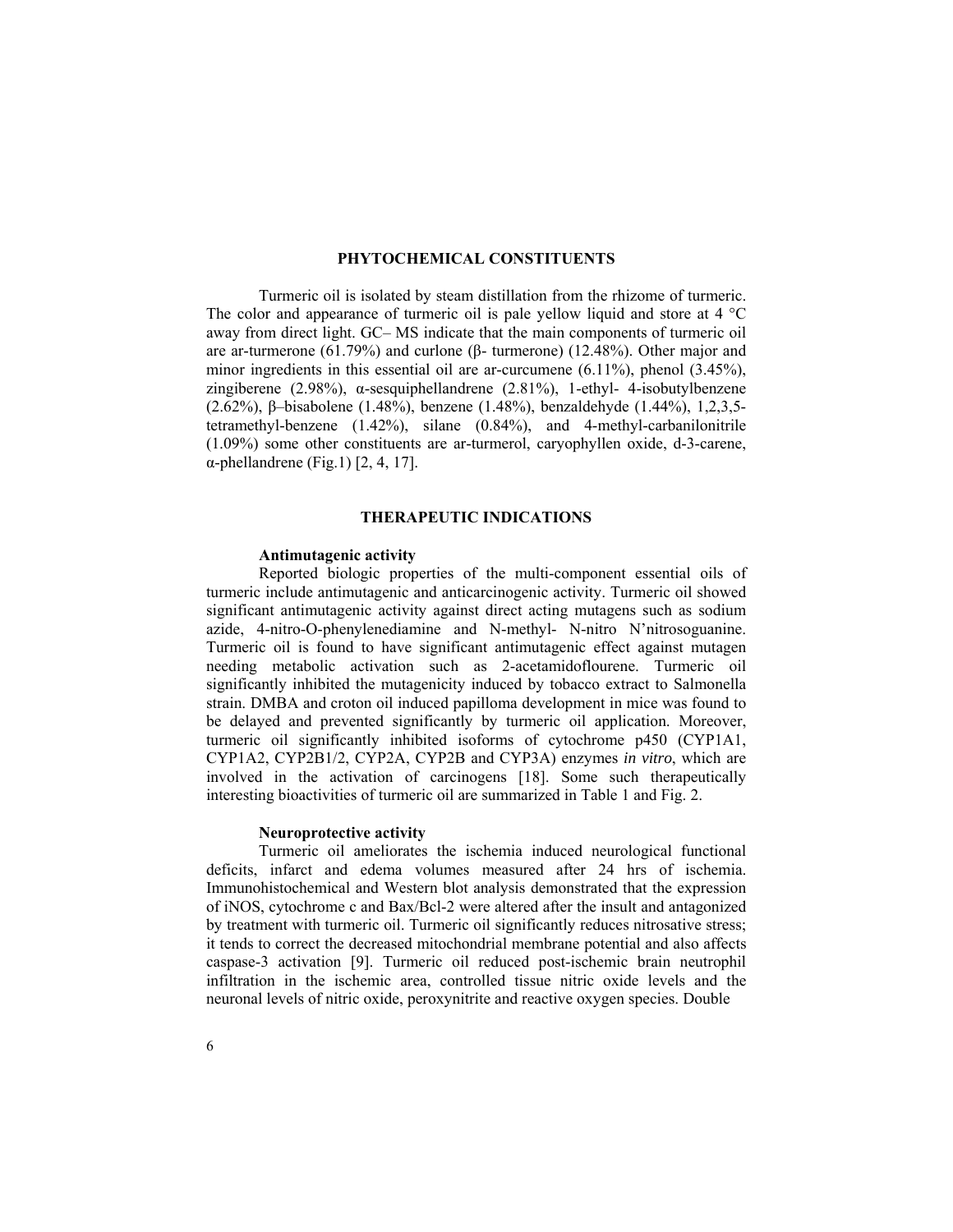## PHYTOCHEMICAL CONSTITUENTS

Turmeric oil is isolated by steam distillation from the rhizome of turmeric. The color and appearance of turmeric oil is pale yellow liquid and store at 4 °C away from direct light. GC– MS indicate that the main components of turmeric oil are ar-turmerone (61.79%) and curlone (β- turmerone) (12.48%). Other major and minor ingredients in this essential oil are ar-curcumene (6.11%), phenol (3.45%), zingiberene (2.98%), α-sesquiphellandrene (2.81%), 1-ethyl- 4-isobutylbenzene (2.62%), β–bisabolene (1.48%), benzene (1.48%), benzaldehyde (1.44%), 1,2,3,5-tetramethyl-benzene (1.42%), silane (0.84%), and 4-methyl-carbanilonitrile (1.09%) some other constituents are ar-turmerol, caryophyllen oxide, d-3-carene, α-phellandrene (Fig.1) [2, 4, 17].

## THERAPEUTIC INDICATIONS

### Antimutagenic activity

Reported biologic properties of the multi-component essential oils of turmeric include antimutagenic and anticarcinogenic activity. Turmeric oil showed significant antimutagenic activity against direct acting mutagens such as sodium azide, 4-nitro-O-phenylenediamine and N-methyl- N-nitro N'nitrosoguanine. Turmeric oil is found to have significant antimutagenic effect against mutagen needing metabolic activation such as 2-acetamidoflourene. Turmeric oil significantly inhibited the mutagenicity induced by tobacco extract to Salmonella strain. DMBA and croton oil induced papilloma development in mice was found to be delayed and prevented significantly by turmeric oil application. Moreover, turmeric oil significantly inhibited isoforms of cytochrome p450 (CYP1A1, CYP1A2, CYP2B1/2, CYP2A, CYP2B and CYP3A) enzymes *in vitro*, which are involved in the activation of carcinogens [18]. Some such therapeutically interesting bioactivities of turmeric oil are summarized in Table 1 and Fig. 2.

### Neuroprotective activity

Turmeric oil ameliorates the ischemia induced neurological functional deficits, infarct and edema volumes measured after 24 hrs of ischemia. Immunohistochemical and Western blot analysis demonstrated that the expression of iNOS, cytochrome c and Bax/Bcl-2 were altered after the insult and antagonized by treatment with turmeric oil. Turmeric oil significantly reduces nitrosative stress; it tends to correct the decreased mitochondrial membrane potential and also affects caspase-3 activation [9]. Turmeric oil reduced post-ischemic brain neutrophil infiltration in the ischemic area, controlled tissue nitric oxide levels and the neuronal levels of nitric oxide, peroxynitrite and reactive oxygen species. Double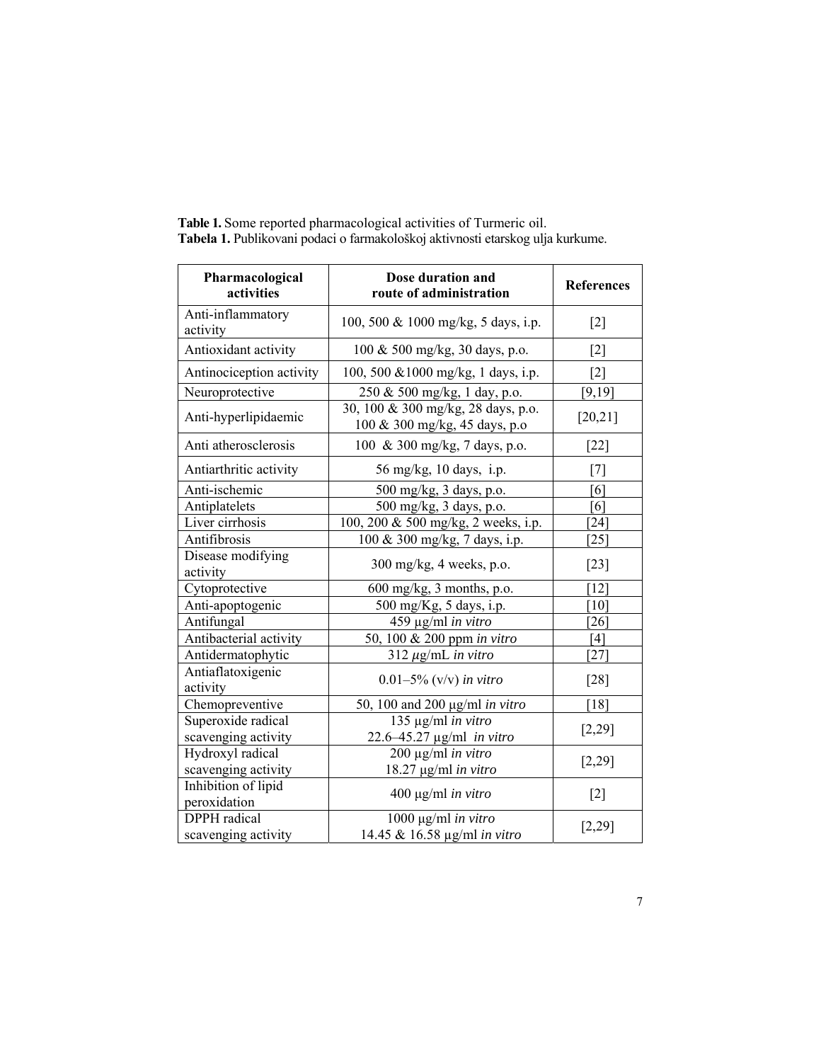**Table 1.** Some reported pharmacological activities of Turmeric oil.
**Tabela 1.** Publikovani podaci o farmakološkoj aktivnosti etarskog ulja kurkume.

| Pharmacological activities | Dose duration and route of administration | References |
|---|---|---|
| Anti-inflammatory activity | 100, 500 & 1000 mg/kg, 5 days, i.p. | [2] |
| Antioxidant activity | 100 & 500 mg/kg, 30 days, p.o. | [2] |
| Antinociception activity | 100, 500 &1000 mg/kg, 1 days, i.p. | [2] |
| Neuroprotective | 250 & 500 mg/kg, 1 day, p.o. | [9,19] |
| Anti-hyperlipidaemic | 30, 100 & 300 mg/kg, 28 days, p.o.<br>100 & 300 mg/kg, 45 days, p.o | [20,21] |
| Anti atherosclerosis | 100 & 300 mg/kg, 7 days, p.o. | [22] |
| Antiarthritic activity | 56 mg/kg, 10 days, i.p. | [7] |
| Anti-ischemic | 500 mg/kg, 3 days, p.o. | [6] |
| Antiplatelets | 500 mg/kg, 3 days, p.o. | [6] |
| Liver cirrhosis | 100, 200 & 500 mg/kg, 2 weeks, i.p. | [24] |
| Antifibrosis | 100 & 300 mg/kg, 7 days, i.p. | [25] |
| Disease modifying activity | 300 mg/kg, 4 weeks, p.o. | [23] |
| Cytoprotective | 600 mg/kg, 3 months, p.o. | [12] |
| Anti-apoptogenic | 500 mg/Kg, 5 days, i.p. | [10] |
| Antifungal | 459 µg/ml *in vitro* | [26] |
| Antibacterial activity | 50, 100 & 200 ppm *in vitro* | [4] |
| Antidermatophytic | 312 µg/mL *in vitro* | [27] |
| Antiaflatoxigenic activity | 0.01–5% (v/v) *in vitro* | [28] |
| Chemopreventive | 50, 100 and 200 µg/ml *in vitro* | [18] |
| Superoxide radical scavenging activity | 135 µg/ml *in vitro*<br>22.6–45.27 µg/ml *in vitro* | [2,29] |
| Hydroxyl radical scavenging activity | 200 µg/ml *in vitro*<br>18.27 µg/ml *in vitro* | [2,29] |
| Inhibition of lipid peroxidation | 400 µg/ml *in vitro* | [2] |
| DPPH radical scavenging activity | 1000 µg/ml *in vitro*<br>14.45 & 16.58 µg/ml *in vitro* | [2,29] |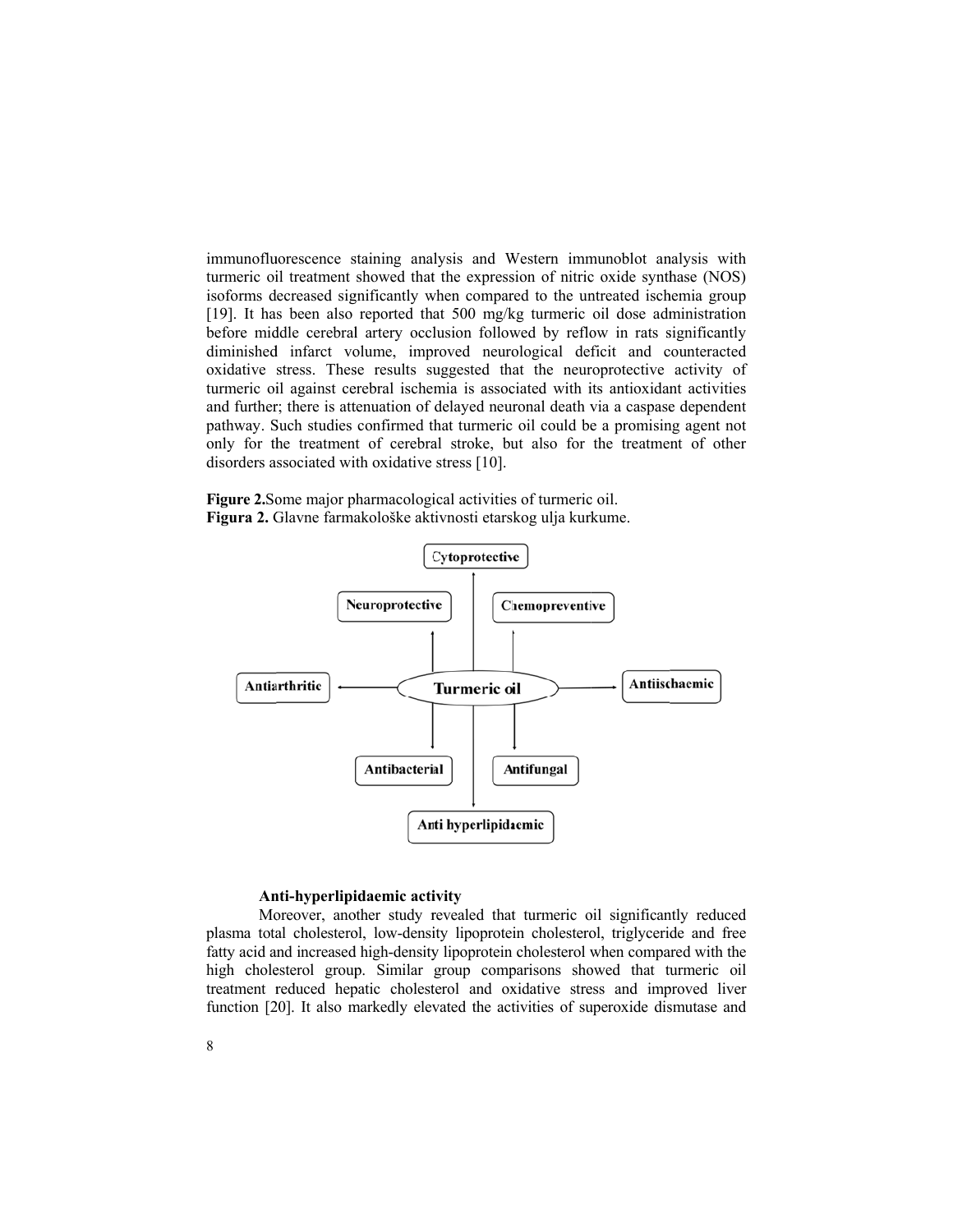immunofluorescence staining analysis and Western immunoblot analysis with turmeric oil treatment showed that the expression of nitric oxide synthase (NOS) isoforms decreased significantly when compared to the untreated ischemia group [19]. It has been also reported that 500 mg/kg turmeric oil dose administration before middle cerebral artery occlusion followed by reflow in rats significantly diminished infarct volume, improved neurological deficit and counteracted oxidative stress. These results suggested that the neuroprotective activity of turmeric oil against cerebral ischemia is associated with its antioxidant activities and further; there is attenuation of delayed neuronal death via a caspase dependent pathway. Such studies confirmed that turmeric oil could be a promising agent not only for the treatment of cerebral stroke, but also for the treatment of other disorders associated with oxidative stress [10].

**Figure 2.**Some major pharmacological activities of turmeric oil.
**Figura 2.** Glavne farmakološke aktivnosti etarskog ulja kurkume.

**Anti-hyperlipidaemic activity**

Moreover, another study revealed that turmeric oil significantly reduced plasma total cholesterol, low-density lipoprotein cholesterol, triglyceride and free fatty acid and increased high-density lipoprotein cholesterol when compared with the high cholesterol group. Similar group comparisons showed that turmeric oil treatment reduced hepatic cholesterol and oxidative stress and improved liver function [20]. It also markedly elevated the activities of superoxide dismutase and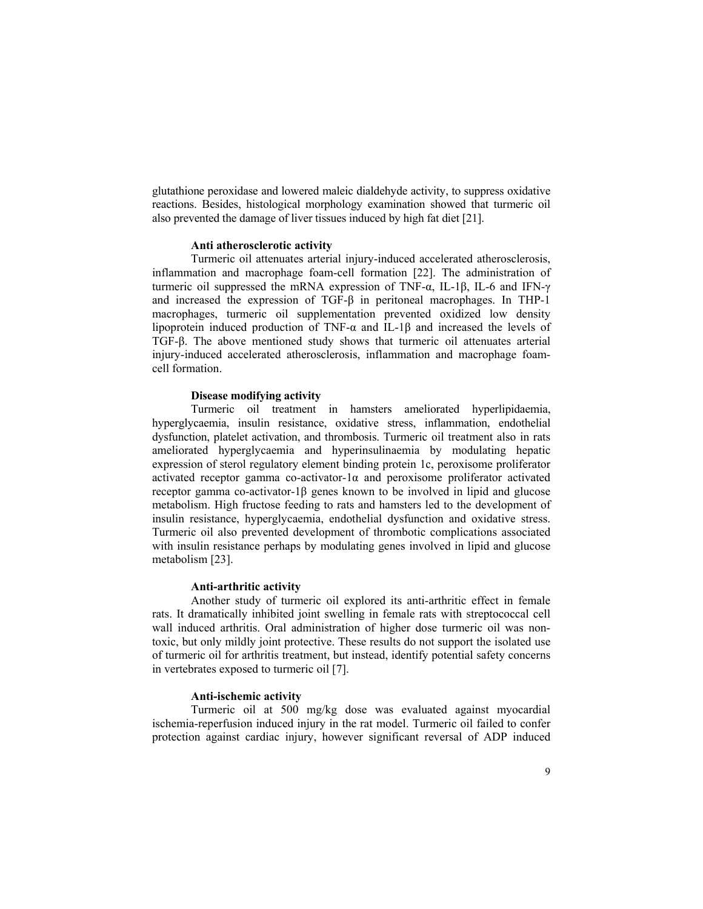glutathione peroxidase and lowered maleic dialdehyde activity, to suppress oxidative reactions. Besides, histological morphology examination showed that turmeric oil also prevented the damage of liver tissues induced by high fat diet [21].

**Anti atherosclerotic activity**

Turmeric oil attenuates arterial injury-induced accelerated atherosclerosis, inflammation and macrophage foam-cell formation [22]. The administration of turmeric oil suppressed the mRNA expression of TNF-α, IL-1β, IL-6 and IFN-γ and increased the expression of TGF-β in peritoneal macrophages. In THP-1 macrophages, turmeric oil supplementation prevented oxidized low density lipoprotein induced production of TNF-α and IL-1β and increased the levels of TGF-β. The above mentioned study shows that turmeric oil attenuates arterial injury-induced accelerated atherosclerosis, inflammation and macrophage foam-cell formation.

**Disease modifying activity**

Turmeric oil treatment in hamsters ameliorated hyperlipidaemia, hyperglycaemia, insulin resistance, oxidative stress, inflammation, endothelial dysfunction, platelet activation, and thrombosis. Turmeric oil treatment also in rats ameliorated hyperglycaemia and hyperinsulinaemia by modulating hepatic expression of sterol regulatory element binding protein 1c, peroxisome proliferator activated receptor gamma co-activator-1α and peroxisome proliferator activated receptor gamma co-activator-1β genes known to be involved in lipid and glucose metabolism. High fructose feeding to rats and hamsters led to the development of insulin resistance, hyperglycaemia, endothelial dysfunction and oxidative stress. Turmeric oil also prevented development of thrombotic complications associated with insulin resistance perhaps by modulating genes involved in lipid and glucose metabolism [23].

**Anti-arthritic activity**

Another study of turmeric oil explored its anti-arthritic effect in female rats. It dramatically inhibited joint swelling in female rats with streptococcal cell wall induced arthritis. Oral administration of higher dose turmeric oil was non-toxic, but only mildly joint protective. These results do not support the isolated use of turmeric oil for arthritis treatment, but instead, identify potential safety concerns in vertebrates exposed to turmeric oil [7].

**Anti-ischemic activity**

Turmeric oil at 500 mg/kg dose was evaluated against myocardial ischemia-reperfusion induced injury in the rat model. Turmeric oil failed to confer protection against cardiac injury, however significant reversal of ADP induced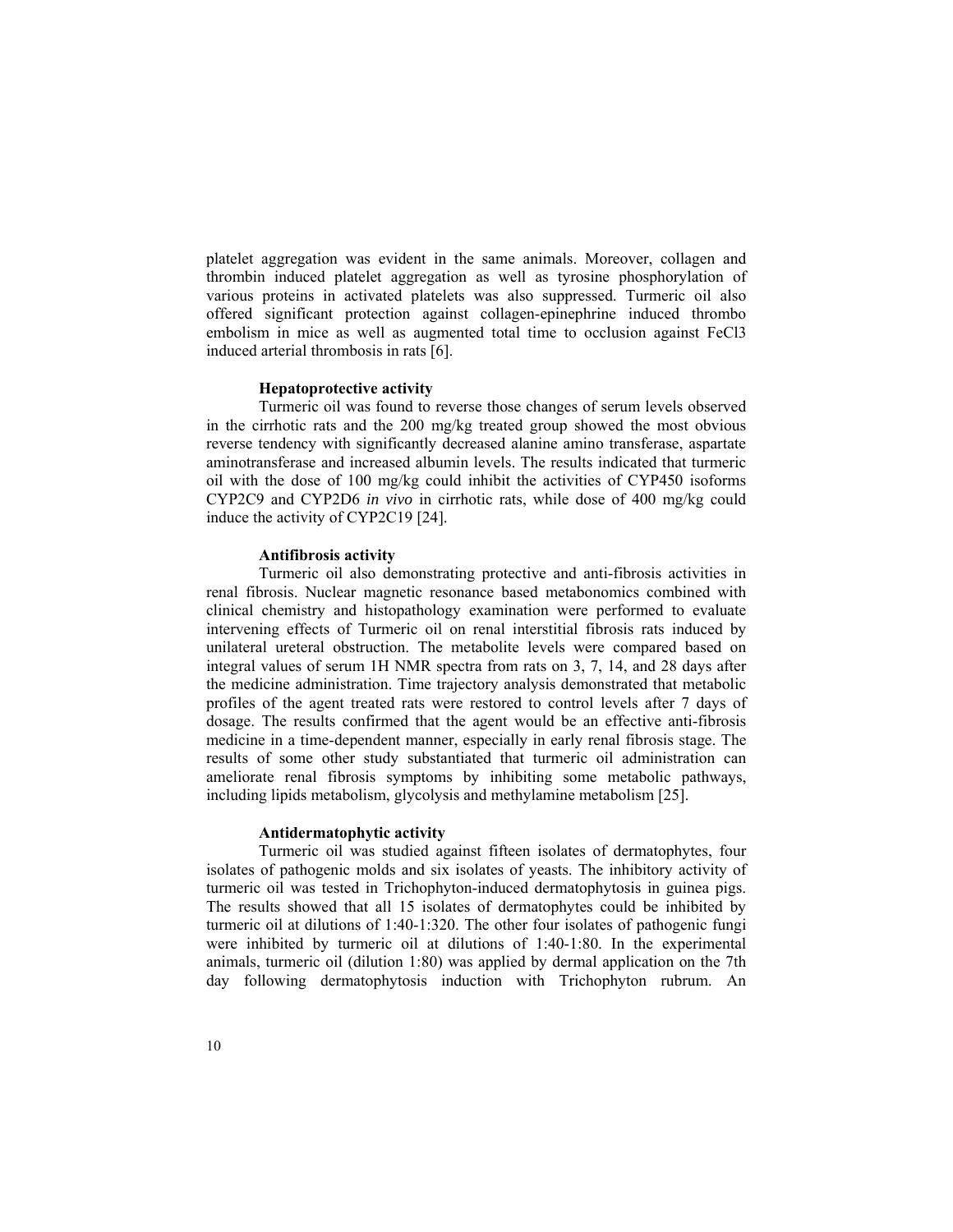platelet aggregation was evident in the same animals. Moreover, collagen and thrombin induced platelet aggregation as well as tyrosine phosphorylation of various proteins in activated platelets was also suppressed. Turmeric oil also offered significant protection against collagen-epinephrine induced thrombo embolism in mice as well as augmented total time to occlusion against $FeCl_3$ induced arterial thrombosis in rats [6].

### Hepatoprotective activity

Turmeric oil was found to reverse those changes of serum levels observed in the cirrhotic rats and the 200 mg/kg treated group showed the most obvious reverse tendency with significantly decreased alanine amino transferase, aspartate aminotransferase and increased albumin levels. The results indicated that turmeric oil with the dose of 100 mg/kg could inhibit the activities of CYP450 isoforms CYP2C9 and CYP2D6 *in vivo* in cirrhotic rats, while dose of 400 mg/kg could induce the activity of CYP2C19 [24].

### Antifibrosis activity

Turmeric oil also demonstrating protective and anti-fibrosis activities in renal fibrosis. Nuclear magnetic resonance based metabonomics combined with clinical chemistry and histopathology examination were performed to evaluate intervening effects of Turmeric oil on renal interstitial fibrosis rats induced by unilateral ureteral obstruction. The metabolite levels were compared based on integral values of serum 1H NMR spectra from rats on 3, 7, 14, and 28 days after the medicine administration. Time trajectory analysis demonstrated that metabolic profiles of the agent treated rats were restored to control levels after 7 days of dosage. The results confirmed that the agent would be an effective anti-fibrosis medicine in a time-dependent manner, especially in early renal fibrosis stage. The results of some other study substantiated that turmeric oil administration can ameliorate renal fibrosis symptoms by inhibiting some metabolic pathways, including lipids metabolism, glycolysis and methylamine metabolism [25].

### Antidermatophytic activity

Turmeric oil was studied against fifteen isolates of dermatophytes, four isolates of pathogenic molds and six isolates of yeasts. The inhibitory activity of turmeric oil was tested in Trichophyton-induced dermatophytosis in guinea pigs. The results showed that all 15 isolates of dermatophytes could be inhibited by turmeric oil at dilutions of 1:40-1:320. The other four isolates of pathogenic fungi were inhibited by turmeric oil at dilutions of 1:40-1:80. In the experimental animals, turmeric oil (dilution 1:80) was applied by dermal application on the 7th day following dermatophytosis induction with Trichophyton rubrum. An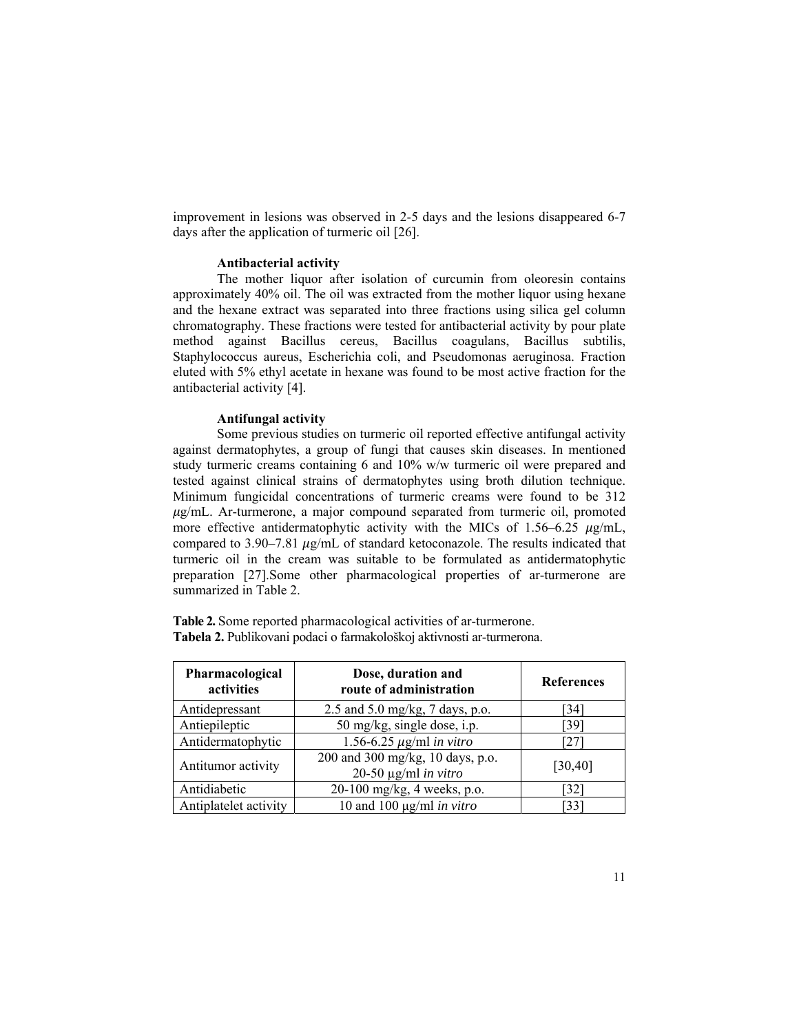improvement in lesions was observed in 2-5 days and the lesions disappeared 6-7 days after the application of turmeric oil [26].

### Antibacterial activity

The mother liquor after isolation of curcumin from oleoresin contains approximately 40% oil. The oil was extracted from the mother liquor using hexane and the hexane extract was separated into three fractions using silica gel column chromatography. These fractions were tested for antibacterial activity by pour plate method against Bacillus cereus, Bacillus coagulans, Bacillus subtilis, Staphylococcus aureus, Escherichia coli, and Pseudomonas aeruginosa. Fraction eluted with 5% ethyl acetate in hexane was found to be most active fraction for the antibacterial activity [4].

### Antifungal activity

Some previous studies on turmeric oil reported effective antifungal activity against dermatophytes, a group of fungi that causes skin diseases. In mentioned study turmeric creams containing 6 and 10% w/w turmeric oil were prepared and tested against clinical strains of dermatophytes using broth dilution technique. Minimum fungicidal concentrations of turmeric creams were found to be 312 $\mu$g/mL. Ar-turmerone, a major compound separated from turmeric oil, promoted more effective antidermatophytic activity with the MICs of 1.56–6.25 $\mu$g/mL, compared to 3.90–7.81 $\mu$g/mL of standard ketoconazole. The results indicated that turmeric oil in the cream was suitable to be formulated as antidermatophytic preparation [27].Some other pharmacological properties of ar-turmerone are summarized in Table 2.

**Table 2.** Some reported pharmacological activities of ar-turmerone.
**Tabela 2.** Publikovani podaci o farmakološkoj aktivnosti ar-turmerona.

| Pharmacological activities | Dose, duration and route of administration | References |
|---|---|---|
| Antidepressant | 2.5 and 5.0 mg/kg, 7 days, p.o. | [34] |
| Antiepileptic | 50 mg/kg, single dose, i.p. | [39] |
| Antidermatophytic | 1.56-6.25 $\mu$g/ml *in vitro* | [27] |
| Antitumor activity | 200 and 300 mg/kg, 10 days, p.o.<br>20-50 µg/ml *in vitro* | [30,40] |
| Antidiabetic | 20-100 mg/kg, 4 weeks, p.o. | [32] |
| Antiplatelet activity | 10 and 100 µg/ml *in vitro* | [33] |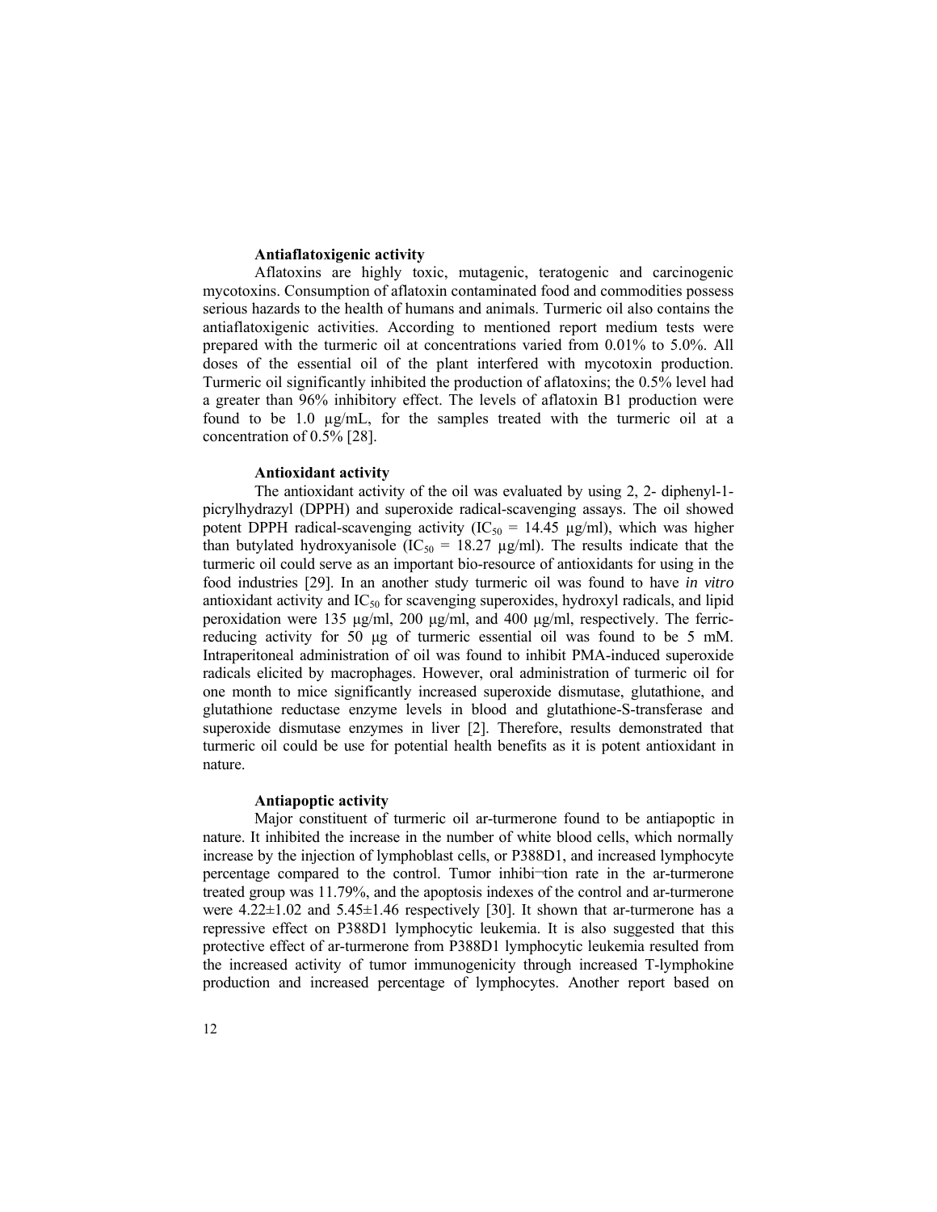### Antiaflatoxigenic activity

Aflatoxins are highly toxic, mutagenic, teratogenic and carcinogenic mycotoxins. Consumption of aflatoxin contaminated food and commodities possess serious hazards to the health of humans and animals. Turmeric oil also contains the antiaflatoxigenic activities. According to mentioned report medium tests were prepared with the turmeric oil at concentrations varied from 0.01% to 5.0%. All doses of the essential oil of the plant interfered with mycotoxin production. Turmeric oil significantly inhibited the production of aflatoxins; the 0.5% level had a greater than 96% inhibitory effect. The levels of aflatoxin B1 production were found to be 1.0 µg/mL, for the samples treated with the turmeric oil at a concentration of 0.5% [28].

### Antioxidant activity

The antioxidant activity of the oil was evaluated by using 2, 2- diphenyl-1-picrylhydrazyl (DPPH) and superoxide radical-scavenging assays. The oil showed potent DPPH radical-scavenging activity ($IC_{50}$ = 14.45 µg/ml), which was higher than butylated hydroxyanisole ($IC_{50}$ = 18.27 µg/ml). The results indicate that the turmeric oil could serve as an important bio-resource of antioxidants for using in the food industries [29]. In an another study turmeric oil was found to have *in vitro* antioxidant activity and $IC_{50}$ for scavenging superoxides, hydroxyl radicals, and lipid peroxidation were 135 µg/ml, 200 µg/ml, and 400 µg/ml, respectively. The ferric-reducing activity for 50 µg of turmeric essential oil was found to be 5 mM. Intraperitoneal administration of oil was found to inhibit PMA-induced superoxide radicals elicited by macrophages. However, oral administration of turmeric oil for one month to mice significantly increased superoxide dismutase, glutathione, and glutathione reductase enzyme levels in blood and glutathione-S-transferase and superoxide dismutase enzymes in liver [2]. Therefore, results demonstrated that turmeric oil could be use for potential health benefits as it is potent antioxidant in nature.

### Antiapoptic activity

Major constituent of turmeric oil ar-turmerone found to be antiapoptic in nature. It inhibited the increase in the number of white blood cells, which normally increase by the injection of lymphoblast cells, or P388D1, and increased lymphocyte percentage compared to the control. Tumor inhibi¬tion rate in the ar-turmerone treated group was 11.79%, and the apoptosis indexes of the control and ar-turmerone were 4.22±1.02 and 5.45±1.46 respectively [30]. It shown that ar-turmerone has a repressive effect on P388D1 lymphocytic leukemia. It is also suggested that this protective effect of ar-turmerone from P388D1 lymphocytic leukemia resulted from the increased activity of tumor immunogenicity through increased T-lymphokine production and increased percentage of lymphocytes. Another report based on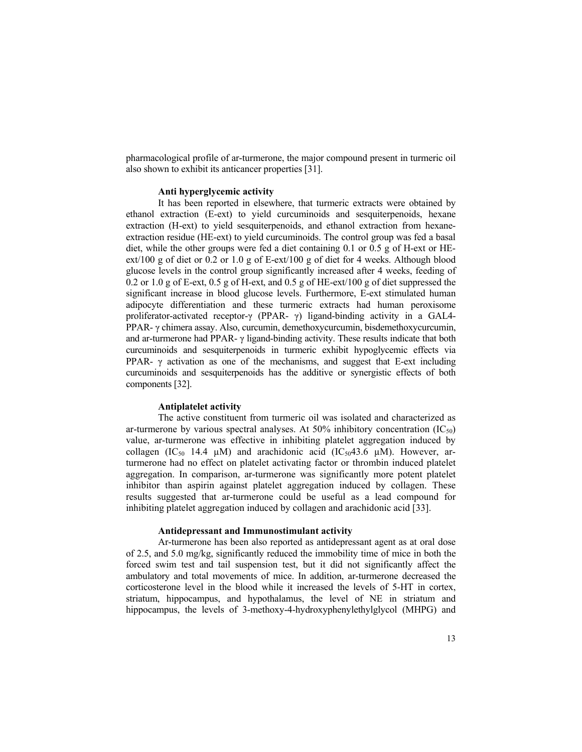pharmacological profile of ar-turmerone, the major compound present in turmeric oil also shown to exhibit its anticancer properties [31].

### Anti hyperglycemic activity

It has been reported in elsewhere, that turmeric extracts were obtained by ethanol extraction (E-ext) to yield curcuminoids and sesquiterpenoids, hexane extraction (H-ext) to yield sesquiterpenoids, and ethanol extraction from hexane-extraction residue (HE-ext) to yield curcuminoids. The control group was fed a basal diet, while the other groups were fed a diet containing 0.1 or 0.5 g of H-ext or HE-ext/100 g of diet or 0.2 or 1.0 g of E-ext/100 g of diet for 4 weeks. Although blood glucose levels in the control group significantly increased after 4 weeks, feeding of 0.2 or 1.0 g of E-ext, 0.5 g of H-ext, and 0.5 g of HE-ext/100 g of diet suppressed the significant increase in blood glucose levels. Furthermore, E-ext stimulated human adipocyte differentiation and these turmeric extracts had human peroxisome proliferator-activated receptor-γ (PPAR- γ) ligand-binding activity in a GAL4-PPAR- γ chimera assay. Also, curcumin, demethoxycurcumin, bisdemethoxycurcumin, and ar-turmerone had PPAR- γ ligand-binding activity. These results indicate that both curcuminoids and sesquiterpenoids in turmeric exhibit hypoglycemic effects via PPAR- γ activation as one of the mechanisms, and suggest that E-ext including curcuminoids and sesquiterpenoids has the additive or synergistic effects of both components [32].

### Antiplatelet activity

The active constituent from turmeric oil was isolated and characterized as ar-turmerone by various spectral analyses. At 50% inhibitory concentration ($IC_{50}$) value, ar-turmerone was effective in inhibiting platelet aggregation induced by collagen ($IC_{50}$ 14.4 μM) and arachidonic acid ($IC_{50}$43.6 μM). However, ar-turmerone had no effect on platelet activating factor or thrombin induced platelet aggregation. In comparison, ar-turmerone was significantly more potent platelet inhibitor than aspirin against platelet aggregation induced by collagen. These results suggested that ar-turmerone could be useful as a lead compound for inhibiting platelet aggregation induced by collagen and arachidonic acid [33].

### Antidepressant and Immunostimulant activity

Ar-turmerone has been also reported as antidepressant agent as at oral dose of 2.5, and 5.0 mg/kg, significantly reduced the immobility time of mice in both the forced swim test and tail suspension test, but it did not significantly affect the ambulatory and total movements of mice. In addition, ar-turmerone decreased the corticosterone level in the blood while it increased the levels of 5-HT in cortex, striatum, hippocampus, and hypothalamus, the level of NE in striatum and hippocampus, the levels of 3-methoxy-4-hydroxyphenylethylglycol (MHPG) and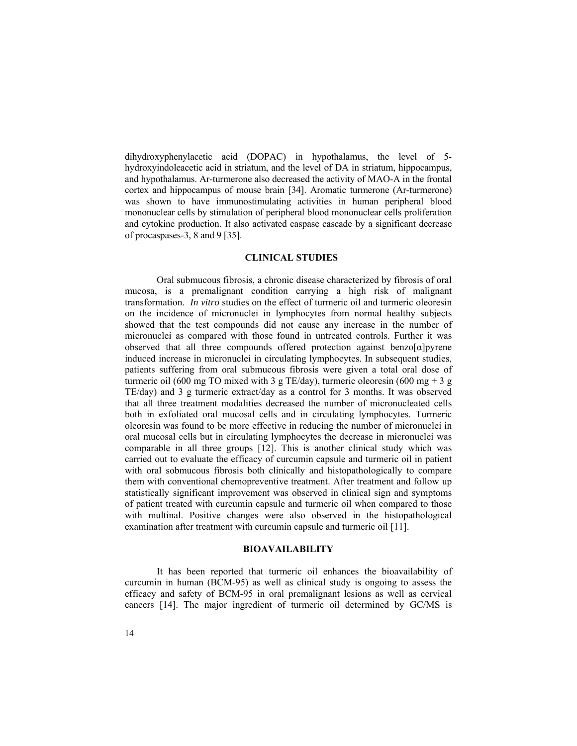dihydroxyphenylacetic acid (DOPAC) in hypothalamus, the level of 5-hydroxyindoleacetic acid in striatum, and the level of DA in striatum, hippocampus, and hypothalamus. Ar-turmerone also decreased the activity of MAO-A in the frontal cortex and hippocampus of mouse brain [34]. Aromatic turmerone (Ar-turmerone) was shown to have immunostimulating activities in human peripheral blood mononuclear cells by stimulation of peripheral blood mononuclear cells proliferation and cytokine production. It also activated caspase cascade by a significant decrease of procaspases-3, 8 and 9 [35].

## CLINICAL STUDIES

Oral submucous fibrosis, a chronic disease characterized by fibrosis of oral mucosa, is a premalignant condition carrying a high risk of malignant transformation. *In vitro* studies on the effect of turmeric oil and turmeric oleoresin on the incidence of micronuclei in lymphocytes from normal healthy subjects showed that the test compounds did not cause any increase in the number of micronuclei as compared with those found in untreated controls. Further it was observed that all three compounds offered protection against benzo[α]pyrene induced increase in micronuclei in circulating lymphocytes. In subsequent studies, patients suffering from oral submucous fibrosis were given a total oral dose of turmeric oil (600 mg TO mixed with 3 g TE/day), turmeric oleoresin (600 mg + 3 g TE/day) and 3 g turmeric extract/day as a control for 3 months. It was observed that all three treatment modalities decreased the number of micronucleated cells both in exfoliated oral mucosal cells and in circulating lymphocytes. Turmeric oleoresin was found to be more effective in reducing the number of micronuclei in oral mucosal cells but in circulating lymphocytes the decrease in micronuclei was comparable in all three groups [12]. This is another clinical study which was carried out to evaluate the efficacy of curcumin capsule and turmeric oil in patient with oral sobmucous fibrosis both clinically and histopathologically to compare them with conventional chemopreventive treatment. After treatment and follow up statistically significant improvement was observed in clinical sign and symptoms of patient treated with curcumin capsule and turmeric oil when compared to those with multinal. Positive changes were also observed in the histopathological examination after treatment with curcumin capsule and turmeric oil [11].

## BIOAVAILABILITY

It has been reported that turmeric oil enhances the bioavailability of curcumin in human (BCM-95) as well as clinical study is ongoing to assess the efficacy and safety of BCM-95 in oral premalignant lesions as well as cervical cancers [14]. The major ingredient of turmeric oil determined by GC/MS is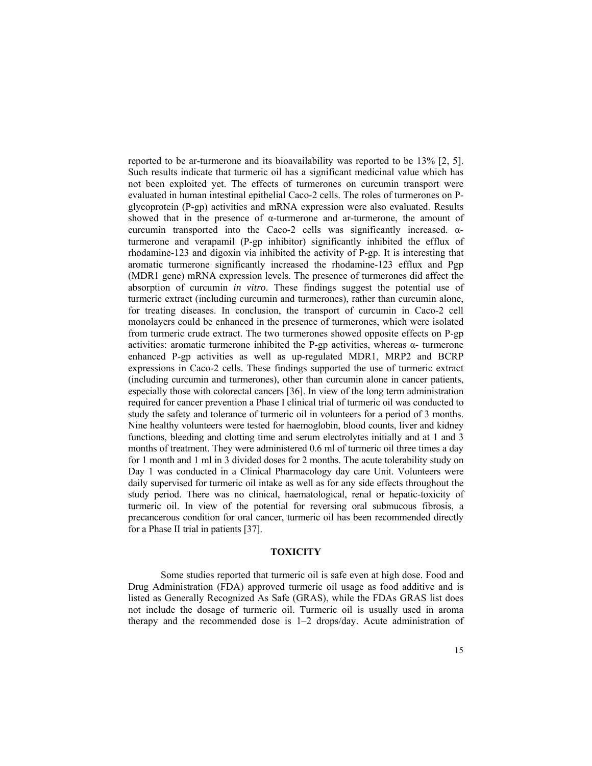reported to be ar-turmerone and its bioavailability was reported to be 13% [2, 5]. Such results indicate that turmeric oil has a significant medicinal value which has not been exploited yet. The effects of turmerones on curcumin transport were evaluated in human intestinal epithelial Caco-2 cells. The roles of turmerones on P-glycoprotein (P-gp) activities and mRNA expression were also evaluated. Results showed that in the presence of α-turmerone and ar-turmerone, the amount of curcumin transported into the Caco-2 cells was significantly increased. α-turmerone and verapamil (P-gp inhibitor) significantly inhibited the efflux of rhodamine-123 and digoxin via inhibited the activity of P-gp. It is interesting that aromatic turmerone significantly increased the rhodamine-123 efflux and Pgp (MDR1 gene) mRNA expression levels. The presence of turmerones did affect the absorption of curcumin *in vitro*. These findings suggest the potential use of turmeric extract (including curcumin and turmerones), rather than curcumin alone, for treating diseases. In conclusion, the transport of curcumin in Caco-2 cell monolayers could be enhanced in the presence of turmerones, which were isolated from turmeric crude extract. The two turmerones showed opposite effects on P-gp activities: aromatic turmerone inhibited the P-gp activities, whereas α- turmerone enhanced P-gp activities as well as up-regulated MDR1, MRP2 and BCRP expressions in Caco-2 cells. These findings supported the use of turmeric extract (including curcumin and turmerones), other than curcumin alone in cancer patients, especially those with colorectal cancers [36]. In view of the long term administration required for cancer prevention a Phase I clinical trial of turmeric oil was conducted to study the safety and tolerance of turmeric oil in volunteers for a period of 3 months. Nine healthy volunteers were tested for haemoglobin, blood counts, liver and kidney functions, bleeding and clotting time and serum electrolytes initially and at 1 and 3 months of treatment. They were administered 0.6 ml of turmeric oil three times a day for 1 month and 1 ml in 3 divided doses for 2 months. The acute tolerability study on Day 1 was conducted in a Clinical Pharmacology day care Unit. Volunteers were daily supervised for turmeric oil intake as well as for any side effects throughout the study period. There was no clinical, haematological, renal or hepatic-toxicity of turmeric oil. In view of the potential for reversing oral submucous fibrosis, a precancerous condition for oral cancer, turmeric oil has been recommended directly for a Phase II trial in patients [37].

## TOXICITY

Some studies reported that turmeric oil is safe even at high dose. Food and Drug Administration (FDA) approved turmeric oil usage as food additive and is listed as Generally Recognized As Safe (GRAS), while the FDAs GRAS list does not include the dosage of turmeric oil. Turmeric oil is usually used in aroma therapy and the recommended dose is 1–2 drops/day. Acute administration of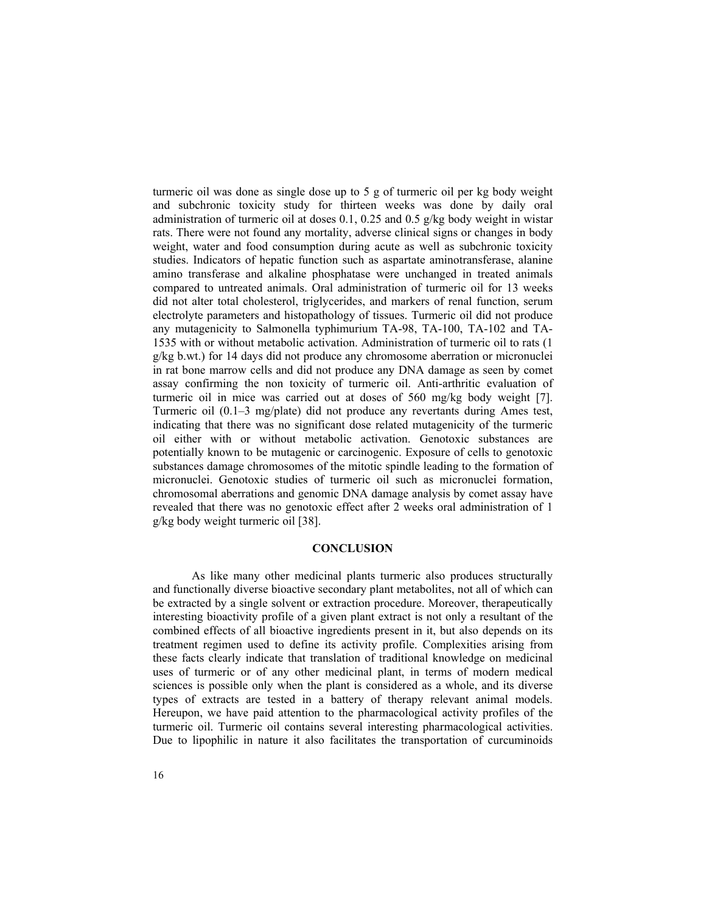turmeric oil was done as single dose up to 5 g of turmeric oil per kg body weight and subchronic toxicity study for thirteen weeks was done by daily oral administration of turmeric oil at doses 0.1, 0.25 and 0.5 g/kg body weight in wistar rats. There were not found any mortality, adverse clinical signs or changes in body weight, water and food consumption during acute as well as subchronic toxicity studies. Indicators of hepatic function such as aspartate aminotransferase, alanine amino transferase and alkaline phosphatase were unchanged in treated animals compared to untreated animals. Oral administration of turmeric oil for 13 weeks did not alter total cholesterol, triglycerides, and markers of renal function, serum electrolyte parameters and histopathology of tissues. Turmeric oil did not produce any mutagenicity to Salmonella typhimurium TA-98, TA-100, TA-102 and TA-1535 with or without metabolic activation. Administration of turmeric oil to rats (1 g/kg b.wt.) for 14 days did not produce any chromosome aberration or micronuclei in rat bone marrow cells and did not produce any DNA damage as seen by comet assay confirming the non toxicity of turmeric oil. Anti-arthritic evaluation of turmeric oil in mice was carried out at doses of 560 mg/kg body weight [7]. Turmeric oil (0.1–3 mg/plate) did not produce any revertants during Ames test, indicating that there was no significant dose related mutagenicity of the turmeric oil either with or without metabolic activation. Genotoxic substances are potentially known to be mutagenic or carcinogenic. Exposure of cells to genotoxic substances damage chromosomes of the mitotic spindle leading to the formation of micronuclei. Genotoxic studies of turmeric oil such as micronuclei formation, chromosomal aberrations and genomic DNA damage analysis by comet assay have revealed that there was no genotoxic effect after 2 weeks oral administration of 1 g/kg body weight turmeric oil [38].

## CONCLUSION

As like many other medicinal plants turmeric also produces structurally and functionally diverse bioactive secondary plant metabolites, not all of which can be extracted by a single solvent or extraction procedure. Moreover, therapeutically interesting bioactivity profile of a given plant extract is not only a resultant of the combined effects of all bioactive ingredients present in it, but also depends on its treatment regimen used to define its activity profile. Complexities arising from these facts clearly indicate that translation of traditional knowledge on medicinal uses of turmeric or of any other medicinal plant, in terms of modern medical sciences is possible only when the plant is considered as a whole, and its diverse types of extracts are tested in a battery of therapy relevant animal models. Hereupon, we have paid attention to the pharmacological activity profiles of the turmeric oil. Turmeric oil contains several interesting pharmacological activities. Due to lipophilic in nature it also facilitates the transportation of curcuminoids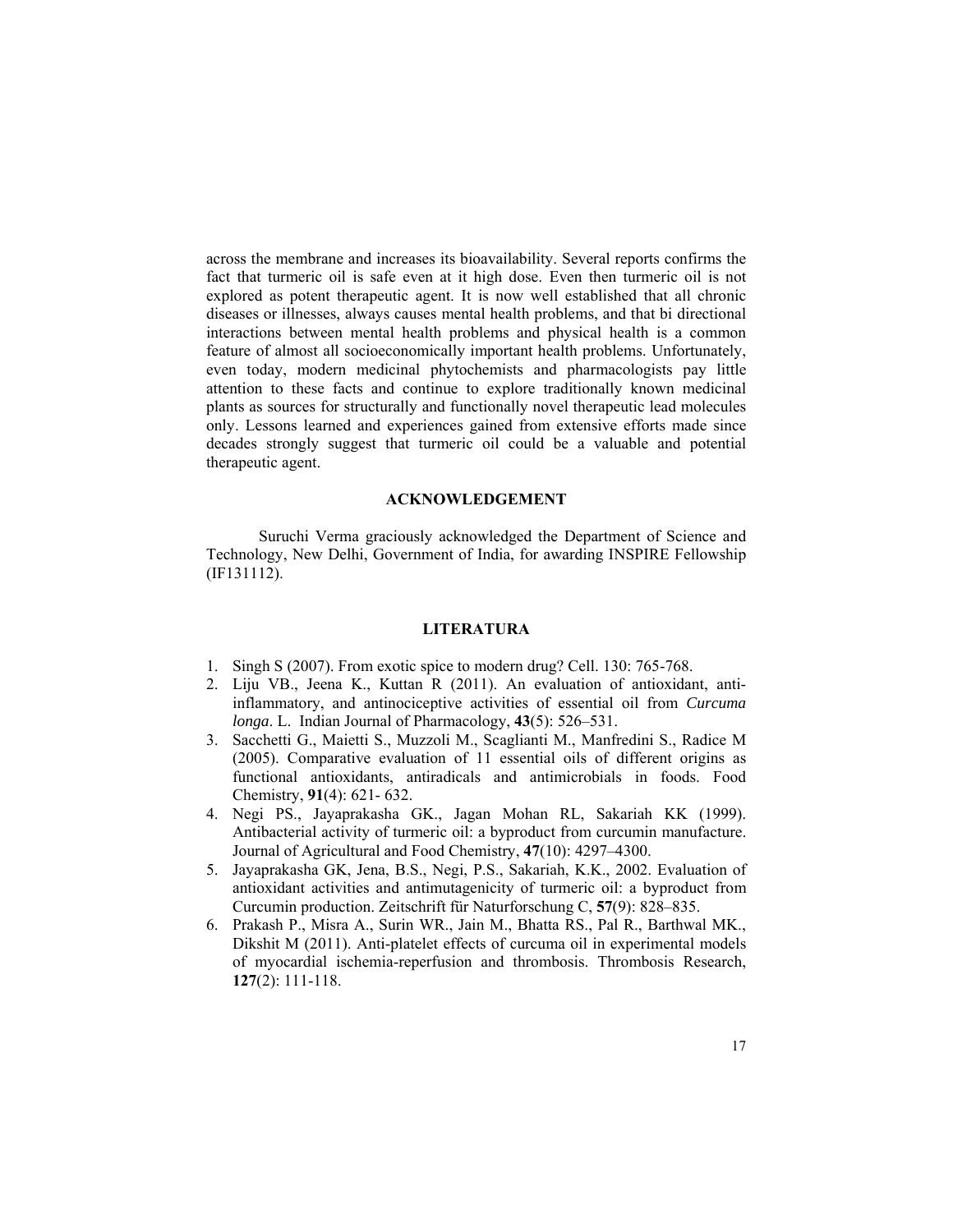across the membrane and increases its bioavailability. Several reports confirms the fact that turmeric oil is safe even at it high dose. Even then turmeric oil is not explored as potent therapeutic agent. It is now well established that all chronic diseases or illnesses, always causes mental health problems, and that bi directional interactions between mental health problems and physical health is a common feature of almost all socioeconomically important health problems. Unfortunately, even today, modern medicinal phytochemists and pharmacologists pay little attention to these facts and continue to explore traditionally known medicinal plants as sources for structurally and functionally novel therapeutic lead molecules only. Lessons learned and experiences gained from extensive efforts made since decades strongly suggest that turmeric oil could be a valuable and potential therapeutic agent.

## ACKNOWLEDGEMENT

Suruchi Verma graciously acknowledged the Department of Science and Technology, New Delhi, Government of India, for awarding INSPIRE Fellowship (IF131112).

## LITERATURA

1. Singh S (2007). From exotic spice to modern drug? Cell. 130: 765-768.
2. Liju VB., Jeena K., Kuttan R (2011). An evaluation of antioxidant, anti-inflammatory, and antinociceptive activities of essential oil from *Curcuma longa*. L. Indian Journal of Pharmacology, **43**(5): 526–531.
3. Sacchetti G., Maietti S., Muzzoli M., Scaglianti M., Manfredini S., Radice M (2005). Comparative evaluation of 11 essential oils of different origins as functional antioxidants, antiradicals and antimicrobials in foods. Food Chemistry, **91**(4): 621- 632.
4. Negi PS., Jayaprakasha GK., Jagan Mohan RL, Sakariah KK (1999). Antibacterial activity of turmeric oil: a byproduct from curcumin manufacture. Journal of Agricultural and Food Chemistry, **47**(10): 4297–4300.
5. Jayaprakasha GK, Jena, B.S., Negi, P.S., Sakariah, K.K., 2002. Evaluation of antioxidant activities and antimutagenicity of turmeric oil: a byproduct from Curcumin production. Zeitschrift für Naturforschung C, **57**(9): 828–835.
6. Prakash P., Misra A., Surin WR., Jain M., Bhatta RS., Pal R., Barthwal MK., Dikshit M (2011). Anti-platelet effects of curcuma oil in experimental models of myocardial ischemia-reperfusion and thrombosis. Thrombosis Research, **127**(2): 111-118.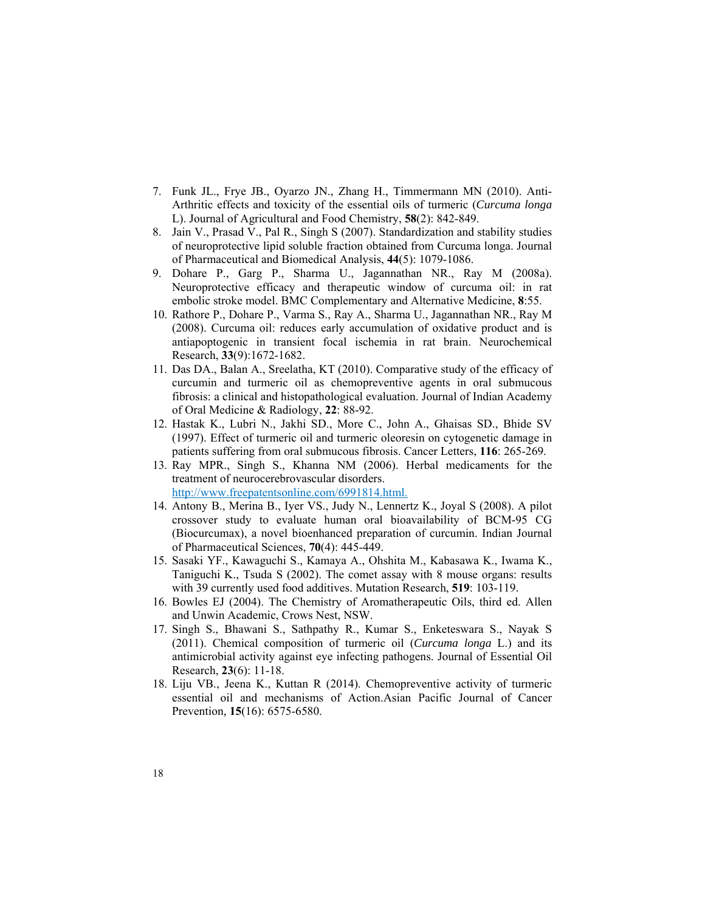7. Funk JL., Frye JB., Oyarzo JN., Zhang H., Timmermann MN (2010). Anti-Arthritic effects and toxicity of the essential oils of turmeric (*Curcuma longa* L). Journal of Agricultural and Food Chemistry, **58**(2): 842-849.
8. Jain V., Prasad V., Pal R., Singh S (2007). Standardization and stability studies of neuroprotective lipid soluble fraction obtained from Curcuma longa. Journal of Pharmaceutical and Biomedical Analysis, **44**(5): 1079-1086.
9. Dohare P., Garg P., Sharma U., Jagannathan NR., Ray M (2008a). Neuroprotective efficacy and therapeutic window of curcuma oil: in rat embolic stroke model. BMC Complementary and Alternative Medicine, **8**:55.
10. Rathore P., Dohare P., Varma S., Ray A., Sharma U., Jagannathan NR., Ray M (2008). Curcuma oil: reduces early accumulation of oxidative product and is antiapoptogenic in transient focal ischemia in rat brain. Neurochemical Research, **33**(9):1672-1682.
11. Das DA., Balan A., Sreelatha, KT (2010). Comparative study of the efficacy of curcumin and turmeric oil as chemopreventive agents in oral submucous fibrosis: a clinical and histopathological evaluation. Journal of Indian Academy of Oral Medicine & Radiology, **22**: 88-92.
12. Hastak K., Lubri N., Jakhi SD., More C., John A., Ghaisas SD., Bhide SV (1997). Effect of turmeric oil and turmeric oleoresin on cytogenetic damage in patients suffering from oral submucous fibrosis. Cancer Letters, **116**: 265-269.
13. Ray MPR., Singh S., Khanna NM (2006). Herbal medicaments for the treatment of neurocerebrovascular disorders. http://www.freepatentsonline.com/6991814.html.
14. Antony B., Merina B., Iyer VS., Judy N., Lennertz K., Joyal S (2008). A pilot crossover study to evaluate human oral bioavailability of BCM-95 CG (Biocurcumax), a novel bioenhanced preparation of curcumin. Indian Journal of Pharmaceutical Sciences, **70**(4): 445-449.
15. Sasaki YF., Kawaguchi S., Kamaya A., Ohshita M., Kabasawa K., Iwama K., Taniguchi K., Tsuda S (2002). The comet assay with 8 mouse organs: results with 39 currently used food additives. Mutation Research, **519**: 103-119.
16. Bowles EJ (2004). The Chemistry of Aromatherapeutic Oils, third ed. Allen and Unwin Academic, Crows Nest, NSW.
17. Singh S., Bhawani S., Sathpathy R., Kumar S., Enketeswara S., Nayak S (2011). Chemical composition of turmeric oil (*Curcuma longa* L.) and its antimicrobial activity against eye infecting pathogens. Journal of Essential Oil Research, **23**(6): 11-18.
18. Liju VB., Jeena K., Kuttan R (2014). Chemopreventive activity of turmeric essential oil and mechanisms of Action.Asian Pacific Journal of Cancer Prevention, **15**(16): 6575-6580.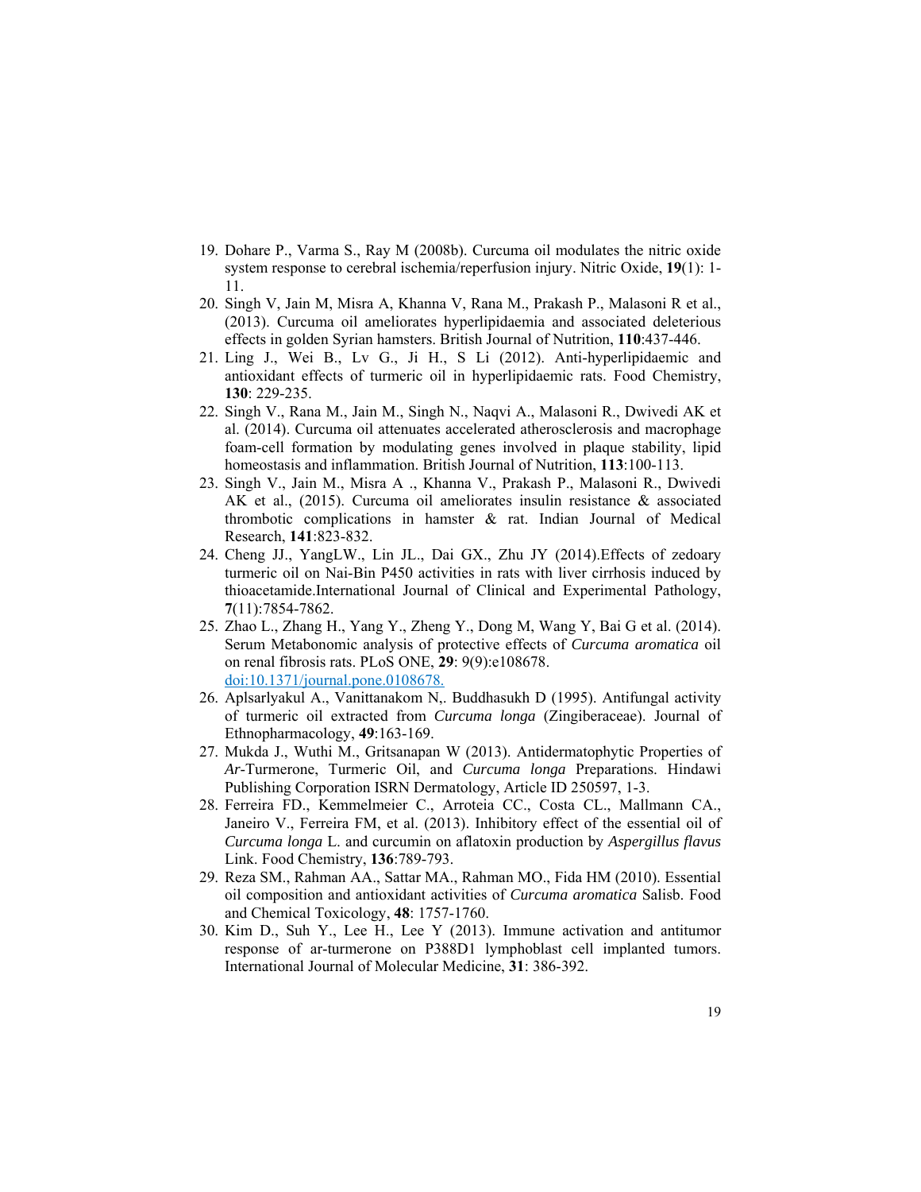19. Dohare P., Varma S., Ray M (2008b). Curcuma oil modulates the nitric oxide system response to cerebral ischemia/reperfusion injury. Nitric Oxide, **19**(1): 1-11.
20. Singh V, Jain M, Misra A, Khanna V, Rana M., Prakash P., Malasoni R et al., (2013). Curcuma oil ameliorates hyperlipidaemia and associated deleterious effects in golden Syrian hamsters. British Journal of Nutrition, **110**:437-446.
21. Ling J., Wei B., Lv G., Ji H., S Li (2012). Anti-hyperlipidaemic and antioxidant effects of turmeric oil in hyperlipidaemic rats. Food Chemistry, **130**: 229-235.
22. Singh V., Rana M., Jain M., Singh N., Naqvi A., Malasoni R., Dwivedi AK et al. (2014). Curcuma oil attenuates accelerated atherosclerosis and macrophage foam-cell formation by modulating genes involved in plaque stability, lipid homeostasis and inflammation. British Journal of Nutrition, **113**:100-113.
23. Singh V., Jain M., Misra A ., Khanna V., Prakash P., Malasoni R., Dwivedi AK et al., (2015). Curcuma oil ameliorates insulin resistance & associated thrombotic complications in hamster & rat. Indian Journal of Medical Research, **141**:823-832.
24. Cheng JJ., YangLW., Lin JL., Dai GX., Zhu JY (2014).Effects of zedoary turmeric oil on Nai-Bin P450 activities in rats with liver cirrhosis induced by thioacetamide.International Journal of Clinical and Experimental Pathology, **7**(11):7854-7862.
25. Zhao L., Zhang H., Yang Y., Zheng Y., Dong M, Wang Y, Bai G et al. (2014). Serum Metabonomic analysis of protective effects of *Curcuma aromatica* oil on renal fibrosis rats. PLoS ONE, **29**: 9(9):e108678. doi:10.1371/journal.pone.0108678.
26. Aplsarlyakul A., Vanittanakom N,. Buddhasukh D (1995). Antifungal activity of turmeric oil extracted from *Curcuma longa* (Zingiberaceae). Journal of Ethnopharmacology, **49**:163-169.
27. Mukda J., Wuthi M., Gritsanapan W (2013). Antidermatophytic Properties of *Ar*-Turmerone, Turmeric Oil, and *Curcuma longa* Preparations. Hindawi Publishing Corporation ISRN Dermatology, Article ID 250597, 1-3.
28. Ferreira FD., Kemmelmeier C., Arroteia CC., Costa CL., Mallmann CA., Janeiro V., Ferreira FM, et al. (2013). Inhibitory effect of the essential oil of *Curcuma longa* L. and curcumin on aflatoxin production by *Aspergillus flavus* Link. Food Chemistry, **136**:789-793.
29. Reza SM., Rahman AA., Sattar MA., Rahman MO., Fida HM (2010). Essential oil composition and antioxidant activities of *Curcuma aromatica* Salisb. Food and Chemical Toxicology, **48**: 1757-1760.
30. Kim D., Suh Y., Lee H., Lee Y (2013). Immune activation and antitumor response of ar-turmerone on P388D1 lymphoblast cell implanted tumors. International Journal of Molecular Medicine, **31**: 386-392.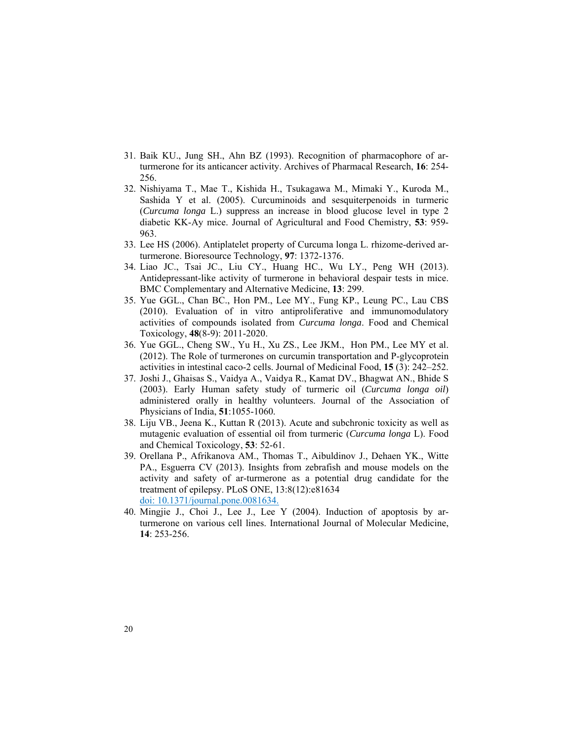31. Baik KU., Jung SH., Ahn BZ (1993). Recognition of pharmacophore of ar-turmerone for its anticancer activity. Archives of Pharmacal Research, **16**: 254-256.
32. Nishiyama T., Mae T., Kishida H., Tsukagawa M., Mimaki Y., Kuroda M., Sashida Y et al. (2005). Curcuminoids and sesquiterpenoids in turmeric (*Curcuma longa* L.) suppress an increase in blood glucose level in type 2 diabetic KK-Ay mice. Journal of Agricultural and Food Chemistry, **53**: 959-963.
33. Lee HS (2006). Antiplatelet property of Curcuma longa L. rhizome-derived ar-turmerone. Bioresource Technology, **97**: 1372-1376.
34. Liao JC., Tsai JC., Liu CY., Huang HC., Wu LY., Peng WH (2013). Antidepressant-like activity of turmerone in behavioral despair tests in mice. BMC Complementary and Alternative Medicine, **13**: 299.
35. Yue GGL., Chan BC., Hon PM., Lee MY., Fung KP., Leung PC., Lau CBS (2010). Evaluation of in vitro antiproliferative and immunomodulatory activities of compounds isolated from *Curcuma longa*. Food and Chemical Toxicology, **48**(8-9): 2011-2020.
36. Yue GGL., Cheng SW., Yu H., Xu ZS., Lee JKM., Hon PM., Lee MY et al. (2012). The Role of turmerones on curcumin transportation and P-glycoprotein activities in intestinal caco-2 cells. Journal of Medicinal Food, **15** (3): 242–252.
37. Joshi J., Ghaisas S., Vaidya A., Vaidya R., Kamat DV., Bhagwat AN., Bhide S (2003). Early Human safety study of turmeric oil (*Curcuma longa oil*) administered orally in healthy volunteers. Journal of the Association of Physicians of India, **51**:1055-1060.
38. Liju VB., Jeena K., Kuttan R (2013). Acute and subchronic toxicity as well as mutagenic evaluation of essential oil from turmeric (*Curcuma longa* L). Food and Chemical Toxicology, **53**: 52-61.
39. Orellana P., Afrikanova AM., Thomas T., Aibuldinov J., Dehaen YK., Witte PA., Esguerra CV (2013). Insights from zebrafish and mouse models on the activity and safety of ar-turmerone as a potential drug candidate for the treatment of epilepsy. PLoS ONE, 13:8(12):e81634 doi: 10.1371/journal.pone.0081634.
40. Mingjie J., Choi J., Lee J., Lee Y (2004). Induction of apoptosis by ar-turmerone on various cell lines. International Journal of Molecular Medicine, **14**: 253-256.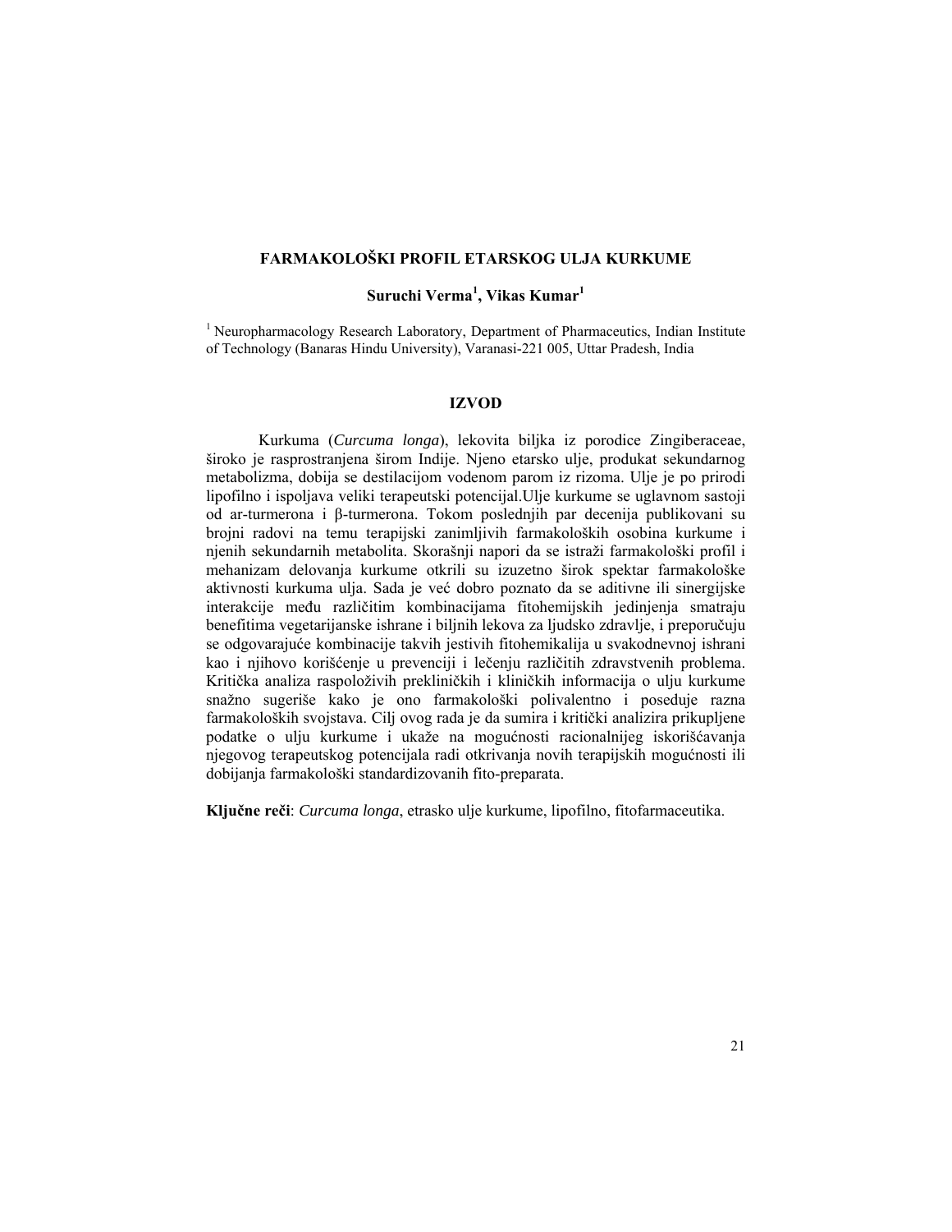# FARMAKOLOŠKI PROFIL ETARSKOG ULJA KURKUME

**Suruchi Verma[1], Vikas Kumar[1]**

[1] Neuropharmacology Research Laboratory, Department of Pharmaceutics, Indian Institute of Technology (Banaras Hindu University), Varanasi-221 005, Uttar Pradesh, India

## IZVOD

Kurkuma (*Curcuma longa*), lekovita biljka iz porodice Zingiberaceae, široko je rasprostranjena širom Indije. Njeno etarsko ulje, produkat sekundarnog metabolizma, dobija se destilacijom vodenom parom iz rizoma. Ulje je po prirodi lipofilno i ispoljava veliki terapeutski potencijal.Ulje kurkume se uglavnom sastoji od ar-turmerona i β-turmerona. Tokom poslednjih par decenija publikovani su brojni radovi na temu terapijski zanimljivih farmakoloških osobina kurkume i njenih sekundarnih metabolita. Skorašnji napori da se istraži farmakološki profil i mehanizam delovanja kurkume otkrili su izuzetno širok spektar farmakološke aktivnosti kurkuma ulja. Sada je već dobro poznato da se aditivne ili sinergijske interakcije među različitim kombinacijama fitohemijskih jedinjenja smatraju benefitima vegetarijanske ishrane i biljnih lekova za ljudsko zdravlje, i preporučuju se odgovarajuće kombinacije takvih jestivih fitohemikalija u svakodnevnoj ishrani kao i njihovo korišćenje u prevenciji i lečenju različitih zdravstvenih problema. Kritička analiza raspoloživih pretkliničkih i kliničkih informacija o ulju kurkume snažno sugeriše kako je ono farmakološki polivalentno i poseduje razna farmakoloških svojstava. Cilj ovog rada je da sumira i kritički analizira prikupljene podatke o ulju kurkume i ukaže na mogućnosti racionalnijeg iskorišćavanja njegovog terapeutskog potencijala radi otkrivanja novih terapijskih mogućnosti ili dobijanja farmakološki standardizovanih fito-preparata.

**Ključne reči**: *Curcuma longa*, etrasko ulje kurkume, lipofilno, fitofarmaceutika.